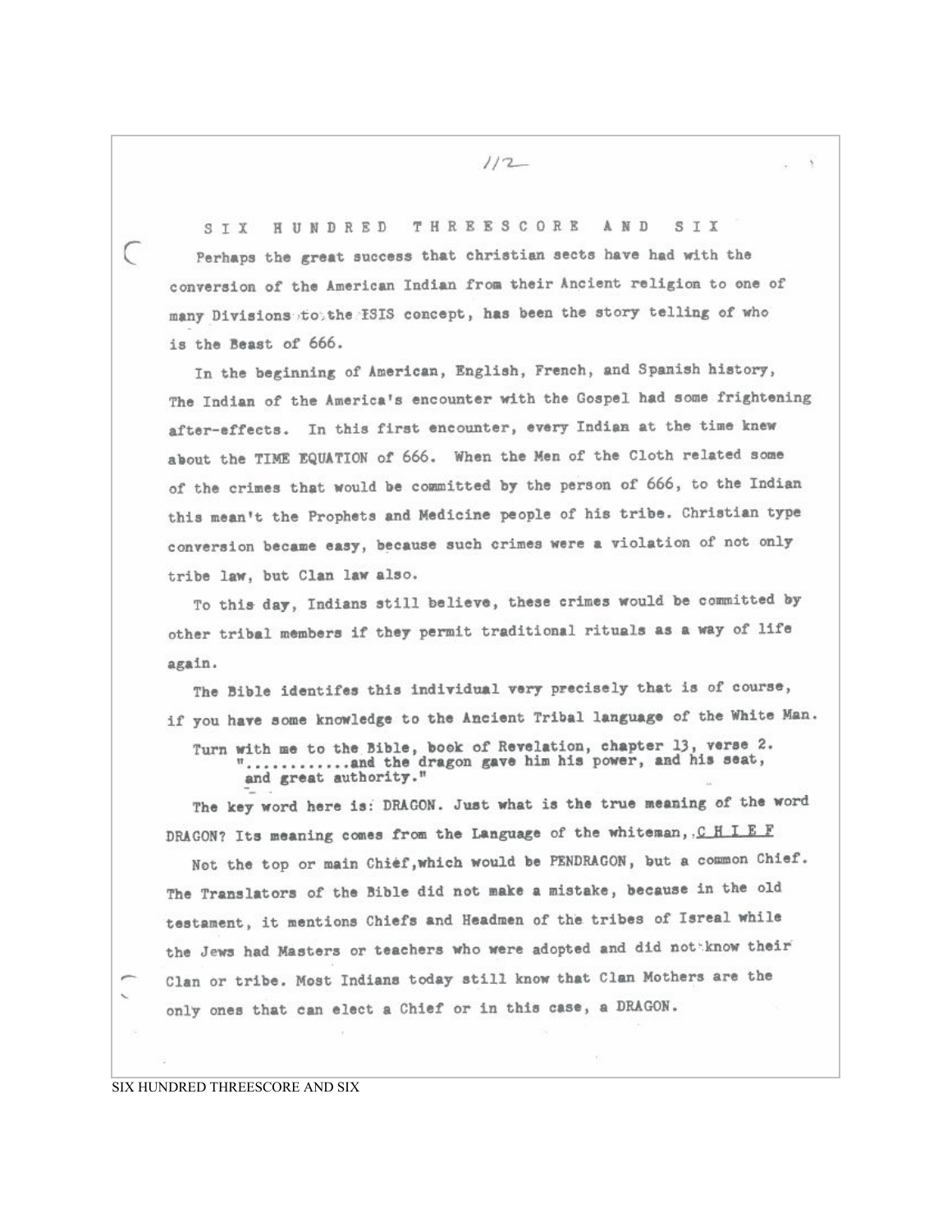# SIX HUNDRED THREESCORE AND SIX

Perhaps the great success that christian sects have had with the conversion of the American Indian from their Ancient religion to one of many Divisions to the ISIS concept, has been the story telling of who is the Beast of 666.

In the beginning of American, English, French, and Spanish history, The Indian of the America's encounter with the Gospel had some frightening after-effects. In this first encounter, every Indian at the time knew about the TIME EQUATION of 666. When the Men of the Cloth related some of the crimes that would be committed by the person of 666, to the Indian this mean't the Prophets and Medicine people of his tribe. Christian type conversion became easy, because such crimes were a violation of not only tribe law, but Clan law also.

To this day, Indians still believe, these crimes would be committed by other tribal members if they permit traditional rituals as a way of life again.

The Bible identifes this individual very precisely that is of course, if you have some knowledge to the Ancient Tribal language of the White Man.

Turn with me to the Bible, book of Revelation, chapter 13, verse 2.

> "............and the dragon gave him his power, and his seat, and great authority."

The key word here is: DRAGON. Just what is the true meaning of the word DRAGON? Its meaning comes from the Language of the whiteman, C H I E F

Not the top or main Chief, which would be PENDRAGON, but a common Chief. The Translators of the Bible did not make a mistake, because in the old testament, it mentions Chiefs and Headmen of the tribes of Isreal while the Jews had Masters or teachers who were adopted and did not know their Clan or tribe. Most Indians today still know that Clan Mothers are the only ones that can elect a Chief or in this case, a DRAGON.

SIX HUNDRED THREESCORE AND SIX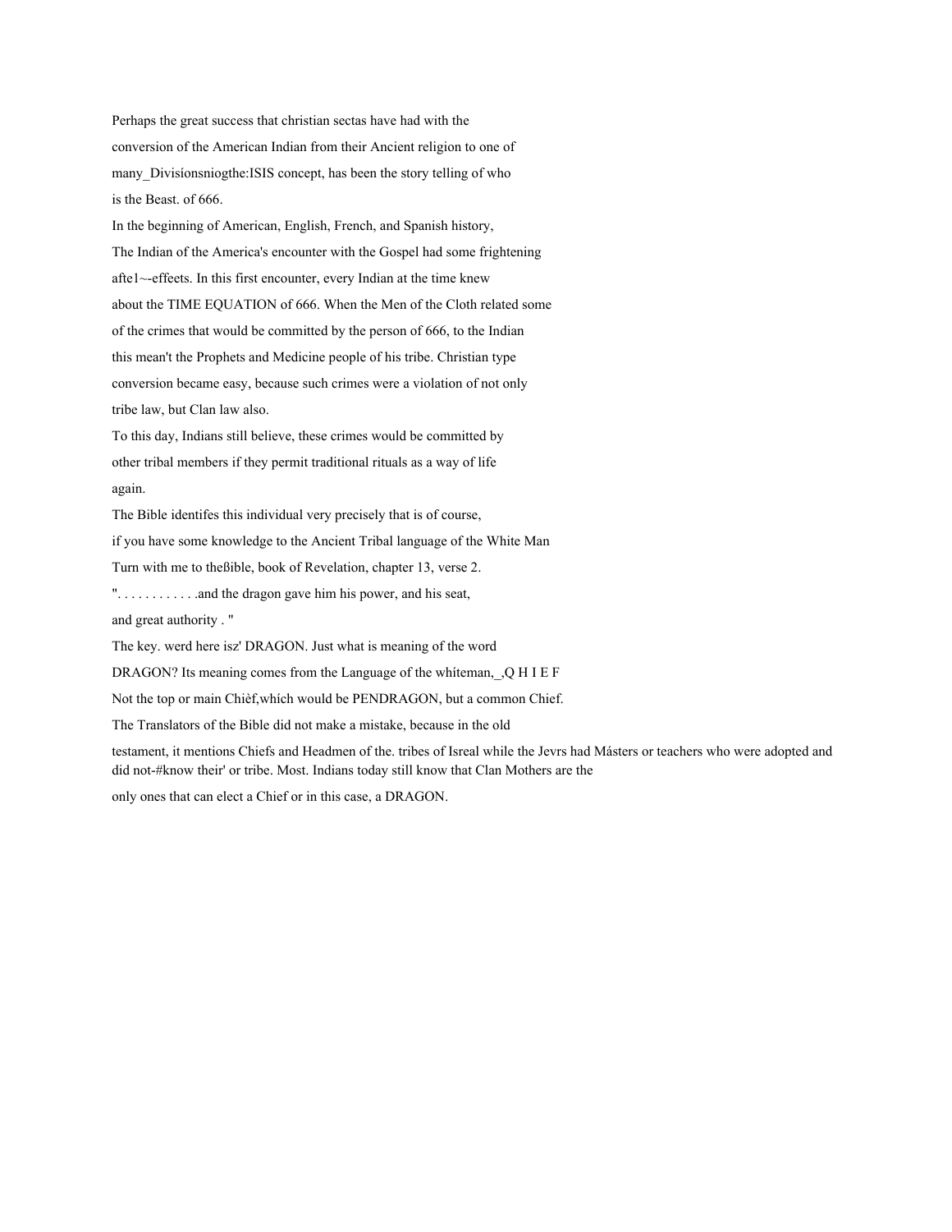Perhaps the great success that christian sectas have had with the conversion of the American Indian from their Ancient religion to one of many_Divisíonsniogthe:ISIS concept, has been the story telling of who is the Beast. of 666.

In the beginning of American, English, French, and Spanish history, The Indian of the America's encounter with the Gospel had some frightening afte1~-effeets. In this first encounter, every Indian at the time knew about the TIME EQUATION of 666. When the Men of the Cloth related some of the crimes that would be committed by the person of 666, to the Indian this mean't the Prophets and Medicine people of his tribe. Christian type conversion became easy, because such crimes were a violation of not only tribe law, but Clan law also.

To this day, Indians still believe, these crimes would be committed by other tribal members if they permit traditional rituals as a way of life again.

The Bible identifes this individual very precisely that is of course, if you have some knowledge to the Ancient Tribal language of the White Man

Turn with me to theßible, book of Revelation, chapter 13, verse 2.

". . . . . . . . . . .and the dragon gave him his power, and his seat, and great authority . "

The key. werd here isz' DRAGON. Just what is meaning of the word DRAGON? Its meaning comes from the Language of the whíteman,_,Q H I E F Not the top or main Chièf,whích would be PENDRAGON, but a common Chief.

The Translators of the Bible did not make a mistake, because in the old testament, it mentions Chiefs and Headmen of the. tribes of Isreal while the Jevrs had Másters or teachers who were adopted and did not-#know their' or tribe. Most. Indians today still know that Clan Mothers are the only ones that can elect a Chief or in this case, a DRAGON.